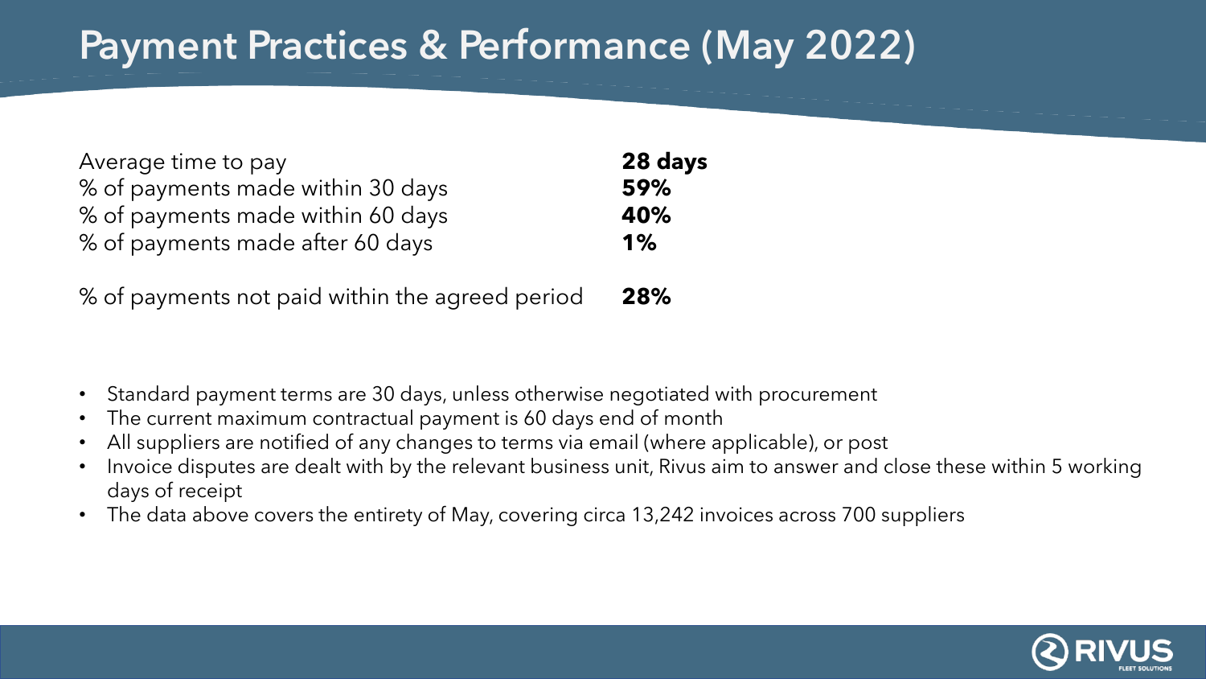# Payment Practices & Performance (May 2022)

| | |
|---|---|
| Average time to pay | **28 days** |
| % of payments made within 30 days | **59%** |
| % of payments made within 60 days | **40%** |
| % of payments made after 60 days | **1%** |
| % of payments not paid within the agreed period | **28%** |

- Standard payment terms are 30 days, unless otherwise negotiated with procurement
- The current maximum contractual payment is 60 days end of month
- All suppliers are notified of any changes to terms via email (where applicable), or post
- Invoice disputes are dealt with by the relevant business unit, Rivus aim to answer and close these within 5 working days of receipt
- The data above covers the entirety of May, covering circa 13,242 invoices across 700 suppliers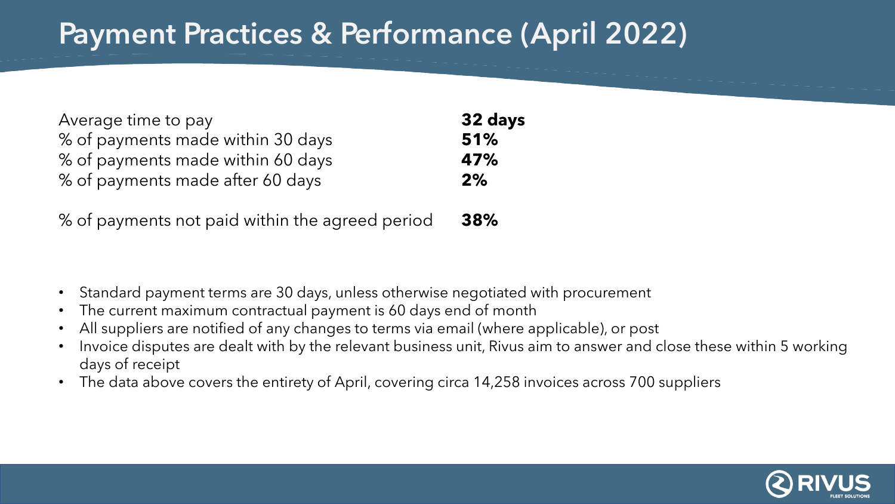# Payment Practices & Performance (April 2022)

| | |
|---|---|
| Average time to pay | **32 days** |
| % of payments made within 30 days | **51%** |
| % of payments made within 60 days | **47%** |
| % of payments made after 60 days | **2%** |
| % of payments not paid within the agreed period | **38%** |

- Standard payment terms are 30 days, unless otherwise negotiated with procurement
- The current maximum contractual payment is 60 days end of month
- All suppliers are notified of any changes to terms via email (where applicable), or post
- Invoice disputes are dealt with by the relevant business unit, Rivus aim to answer and close these within 5 working days of receipt
- The data above covers the entirety of April, covering circa 14,258 invoices across 700 suppliers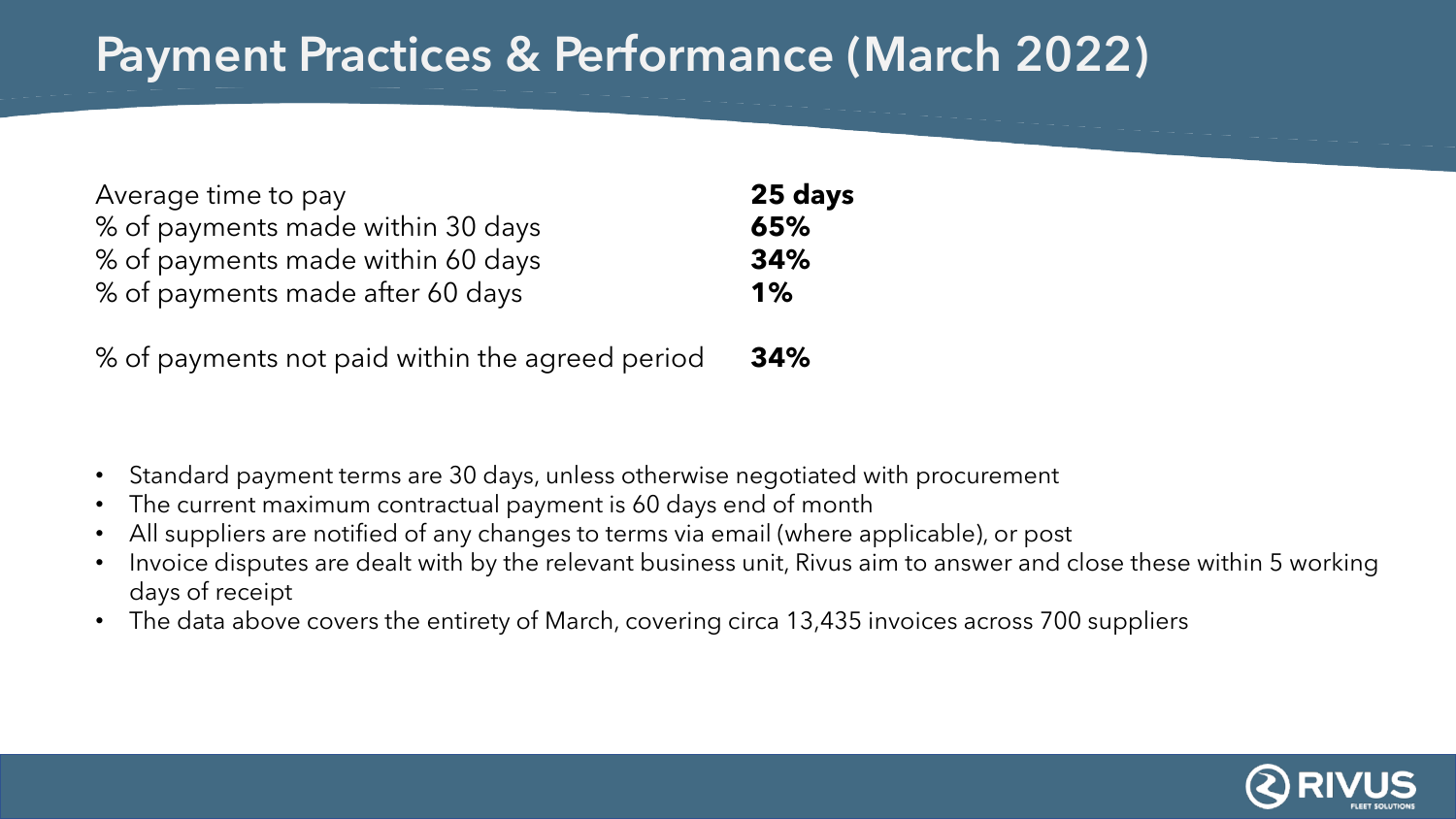# Payment Practices & Performance (March 2022)

| | |
|---|---|
| Average time to pay | **25 days** |
| % of payments made within 30 days | **65%** |
| % of payments made within 60 days | **34%** |
| % of payments made after 60 days | **1%** |
| % of payments not paid within the agreed period | **34%** |

- Standard payment terms are 30 days, unless otherwise negotiated with procurement
- The current maximum contractual payment is 60 days end of month
- All suppliers are notified of any changes to terms via email (where applicable), or post
- Invoice disputes are dealt with by the relevant business unit, Rivus aim to answer and close these within 5 working days of receipt
- The data above covers the entirety of March, covering circa 13,435 invoices across 700 suppliers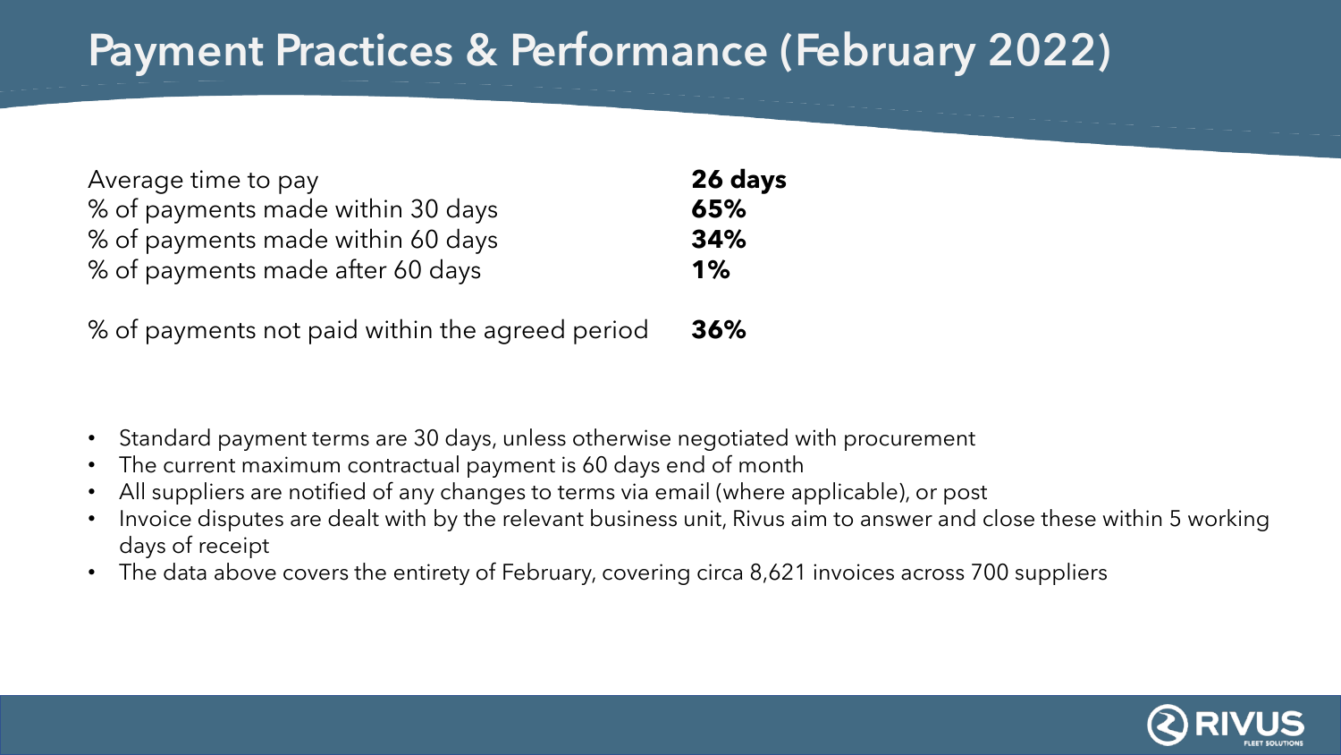# Payment Practices & Performance (February 2022)

| | |
|---|---|
| Average time to pay | **26 days** |
| % of payments made within 30 days | **65%** |
| % of payments made within 60 days | **34%** |
| % of payments made after 60 days | **1%** |
| % of payments not paid within the agreed period | **36%** |

- Standard payment terms are 30 days, unless otherwise negotiated with procurement
- The current maximum contractual payment is 60 days end of month
- All suppliers are notified of any changes to terms via email (where applicable), or post
- Invoice disputes are dealt with by the relevant business unit, Rivus aim to answer and close these within 5 working days of receipt
- The data above covers the entirety of February, covering circa 8,621 invoices across 700 suppliers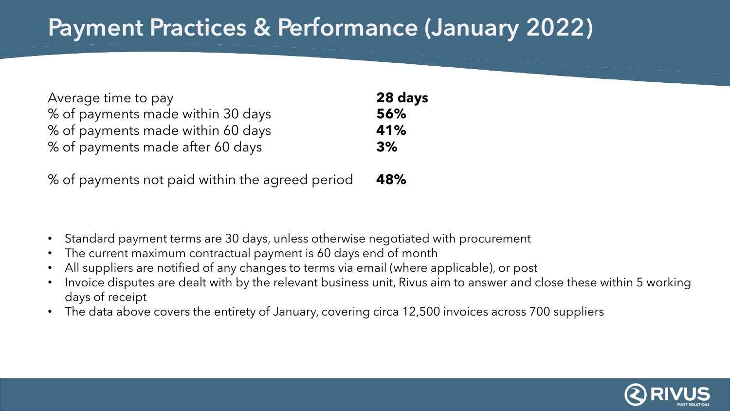# Payment Practices & Performance (January 2022)

| | |
|---|---|
| Average time to pay | **28 days** |
| % of payments made within 30 days | **56%** |
| % of payments made within 60 days | **41%** |
| % of payments made after 60 days | **3%** |
| % of payments not paid within the agreed period | **48%** |

- Standard payment terms are 30 days, unless otherwise negotiated with procurement
- The current maximum contractual payment is 60 days end of month
- All suppliers are notified of any changes to terms via email (where applicable), or post
- Invoice disputes are dealt with by the relevant business unit, Rivus aim to answer and close these within 5 working days of receipt
- The data above covers the entirety of January, covering circa 12,500 invoices across 700 suppliers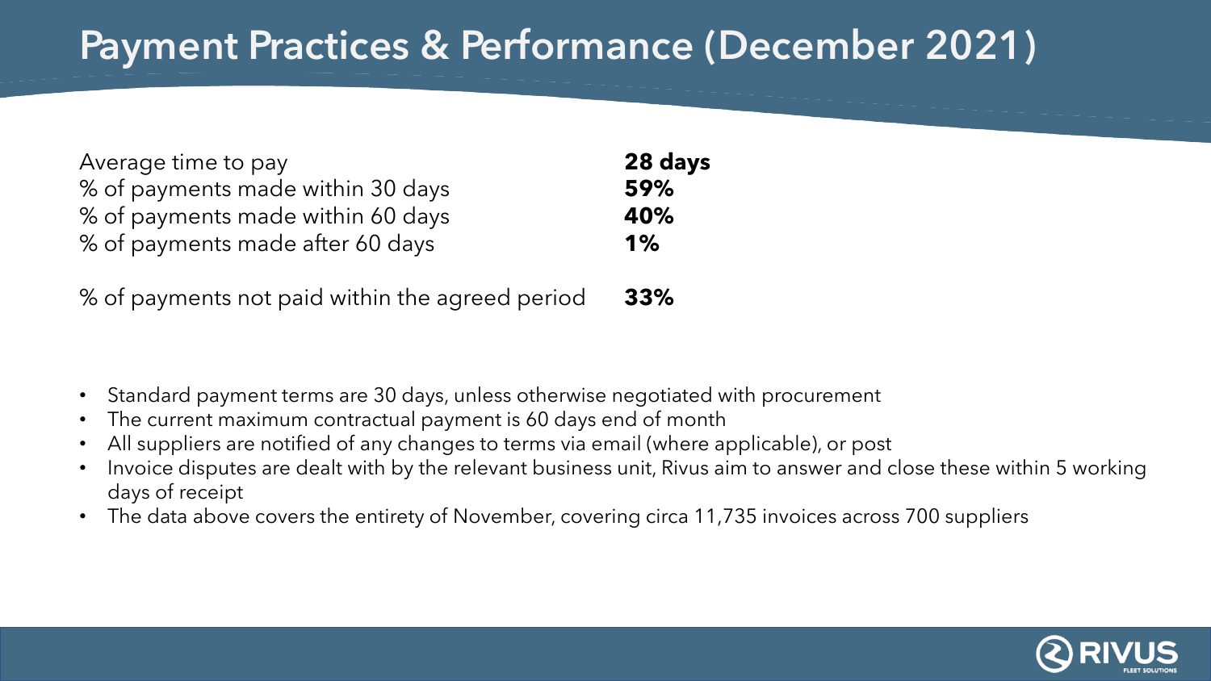# Payment Practices & Performance (December 2021)

| | |
|---|---|
| Average time to pay | **28 days** |
| % of payments made within 30 days | **59%** |
| % of payments made within 60 days | **40%** |
| % of payments made after 60 days | **1%** |
| % of payments not paid within the agreed period | **33%** |

- Standard payment terms are 30 days, unless otherwise negotiated with procurement
- The current maximum contractual payment is 60 days end of month
- All suppliers are notified of any changes to terms via email (where applicable), or post
- Invoice disputes are dealt with by the relevant business unit, Rivus aim to answer and close these within 5 working days of receipt
- The data above covers the entirety of November, covering circa 11,735 invoices across 700 suppliers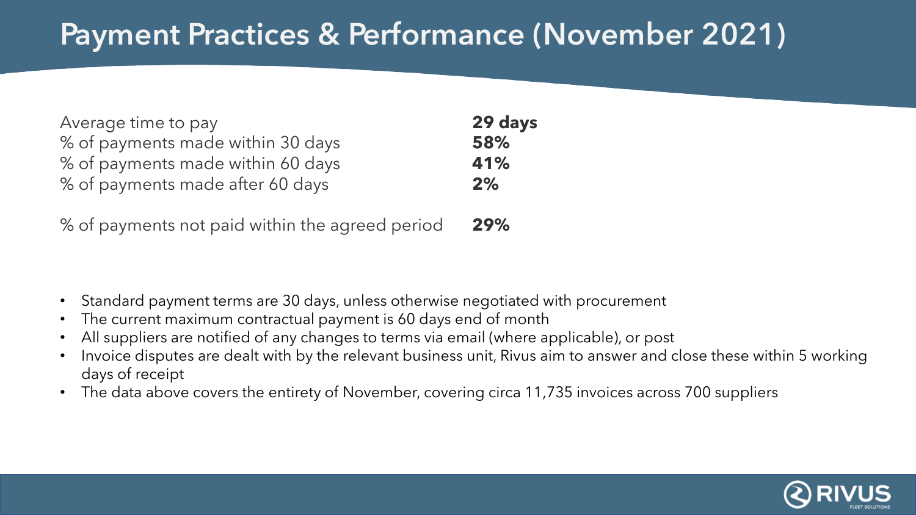# Payment Practices & Performance (November 2021)

| | |
|---|---|
| Average time to pay | **29 days** |
| % of payments made within 30 days | **58%** |
| % of payments made within 60 days | **41%** |
| % of payments made after 60 days | **2%** |
| % of payments not paid within the agreed period | **29%** |

- Standard payment terms are 30 days, unless otherwise negotiated with procurement
- The current maximum contractual payment is 60 days end of month
- All suppliers are notified of any changes to terms via email (where applicable), or post
- Invoice disputes are dealt with by the relevant business unit, Rivus aim to answer and close these within 5 working days of receipt
- The data above covers the entirety of November, covering circa 11,735 invoices across 700 suppliers